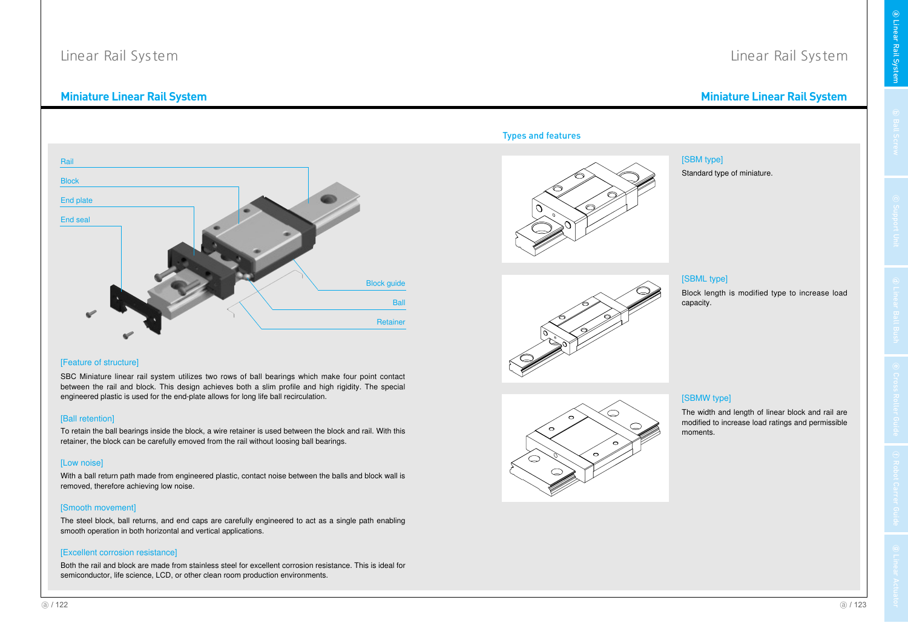# Linear Rail System

## Miniature Linear Rail System

Rail

Block

End plate

End seal

Block guide

Ball

Retainer

### [Feature of structure]

SBC Miniature linear rail system utilizes two rows of ball bearings which make four point contact between the rail and block. This design achieves both a slim profile and high rigidity. The special engineered plastic is used for the end-plate allows for long life ball recirculation.

### [Ball retention]

To retain the ball bearings inside the block, a wire retainer is used between the block and rail. With this retainer, the block can be carefully emoved from the rail without loosing ball bearings.

### [Low noise]

With a ball return path made from engineered plastic, contact noise between the balls and block wall is removed, therefore achieving low noise.

### [Smooth movement]

The steel block, ball returns, and end caps are carefully engineered to act as a single path enabling smooth operation in both horizontal and vertical applications.

### [Excellent corrosion resistance]

Both the rail and block are made from stainless steel for excellent corrosion resistance. This is ideal for semiconductor, life science, LCD, or other clean room production environments.

### Types and features

#### [SBM type]

Standard type of miniature.

#### [SBML type]

Block length is modified type to increase load capacity.

#### [SBMW type]

The width and length of linear block and rail are modified to increase load ratings and permissible moments.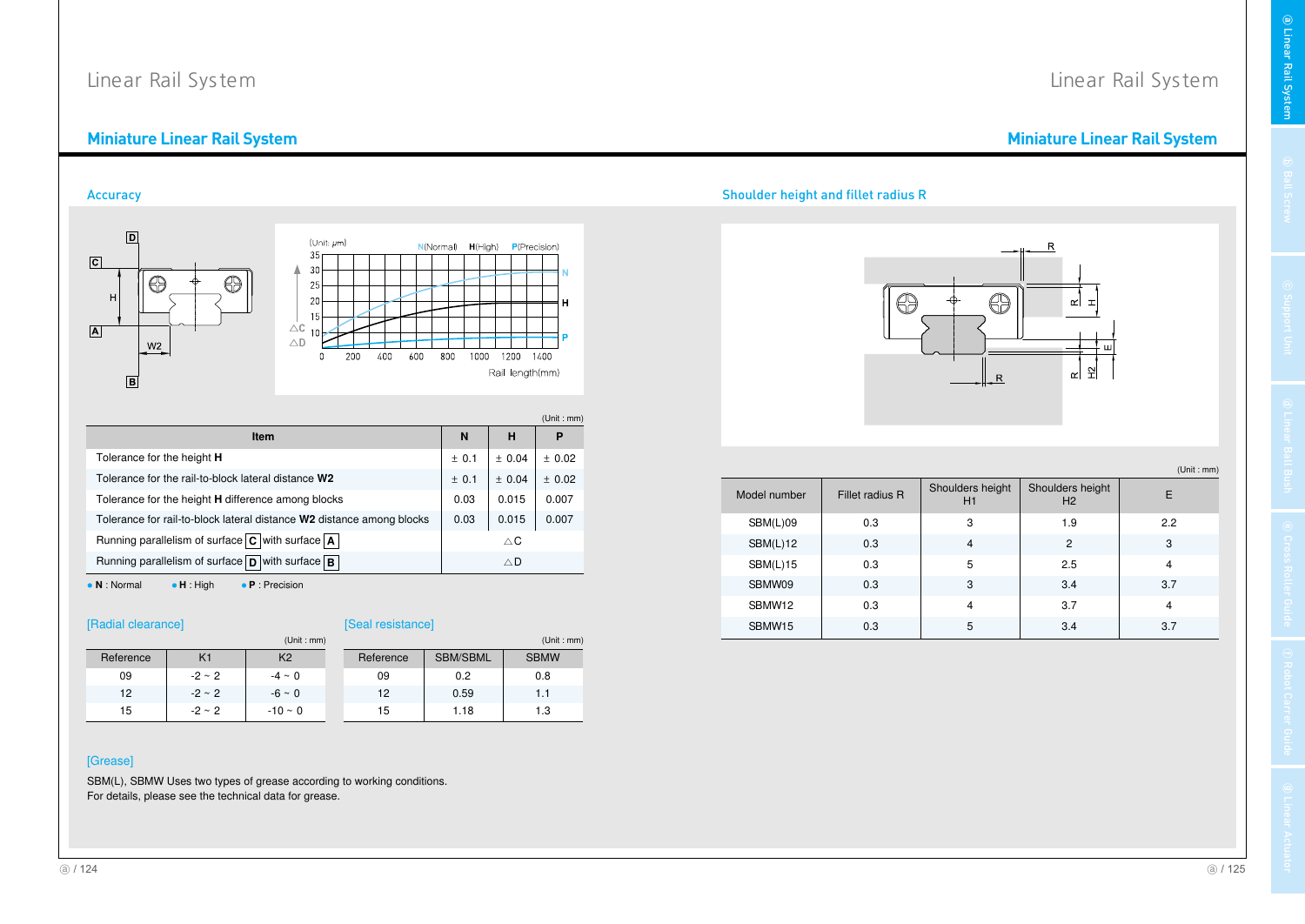## Miniature Linear Rail System

### Accuracy

(Unit : mm)

| Item | N | H | P |
|---|---|---|---|
| Tolerance for the height **H** | ± 0.1 | ± 0.04 | ± 0.02 |
| Tolerance for the rail-to-block lateral distance **W2** | ± 0.1 | ± 0.04 | ± 0.02 |
| Tolerance for the height **H** difference among blocks | 0.03 | 0.015 | 0.007 |
| Tolerance for rail-to-block lateral distance **W2** distance among blocks | 0.03 | 0.015 | 0.007 |
| Running parallelism of surface C with surface A | △C | | |
| Running parallelism of surface D with surface B | △D | | |

- **N** : Normal
- **H** : High
- **P** : Precision

#### [Radial clearance]

(Unit : mm)

| Reference | K1 | K2 |
|---|---|---|
| 09 | -2 ~ 2 | -4 ~ 0 |
| 12 | -2 ~ 2 | -6 ~ 0 |
| 15 | -2 ~ 2 | -10 ~ 0 |

#### [Seal resistance]

(Unit : mm)

| Reference | SBM/SBML | SBMW |
|---|---|---|
| 09 | 0.2 | 0.8 |
| 12 | 0.59 | 1.1 |
| 15 | 1.18 | 1.3 |

#### [Grease]

SBM(L), SBMW Uses two types of grease according to working conditions.
For details, please see the technical data for grease.

### Shoulder height and fillet radius R

(Unit : mm)

| Model number | Fillet radius R | Shoulders height H1 | Shoulders height H2 | E |
|---|---|---|---|---|
| SBM(L)09 | 0.3 | 3 | 1.9 | 2.2 |
| SBM(L)12 | 0.3 | 4 | 2 | 3 |
| SBM(L)15 | 0.3 | 5 | 2.5 | 4 |
| SBMW09 | 0.3 | 3 | 3.4 | 3.7 |
| SBMW12 | 0.3 | 4 | 3.7 | 4 |
| SBMW15 | 0.3 | 5 | 3.4 | 3.7 |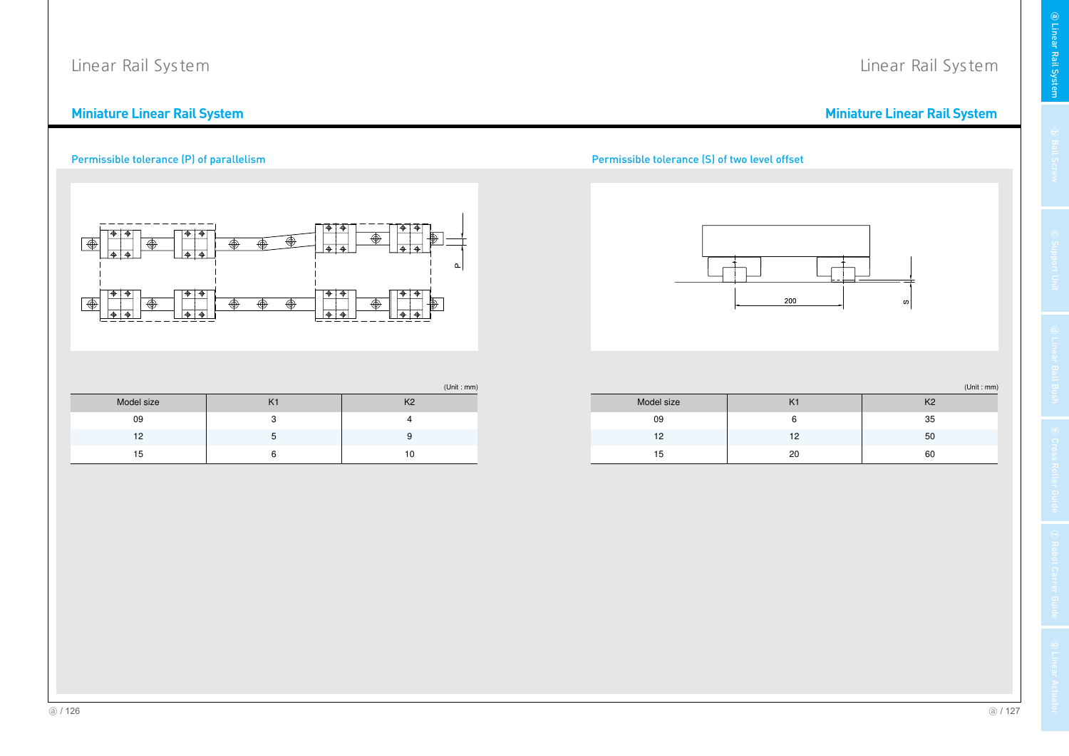# Linear Rail System

## Miniature Linear Rail System

### Permissible tolerance (P) of parallelism

(Unit : mm)

| Model size | K1 | K2 |
|---|---|---|
| 09 | 3 | 4 |
| 12 | 5 | 9 |
| 15 | 6 | 10 |

### Permissible tolerance (S) of two level offset

(Unit : mm)

| Model size | K1 | K2 |
|---|---|---|
| 09 | 6 | 35 |
| 12 | 12 | 50 |
| 15 | 20 | 60 |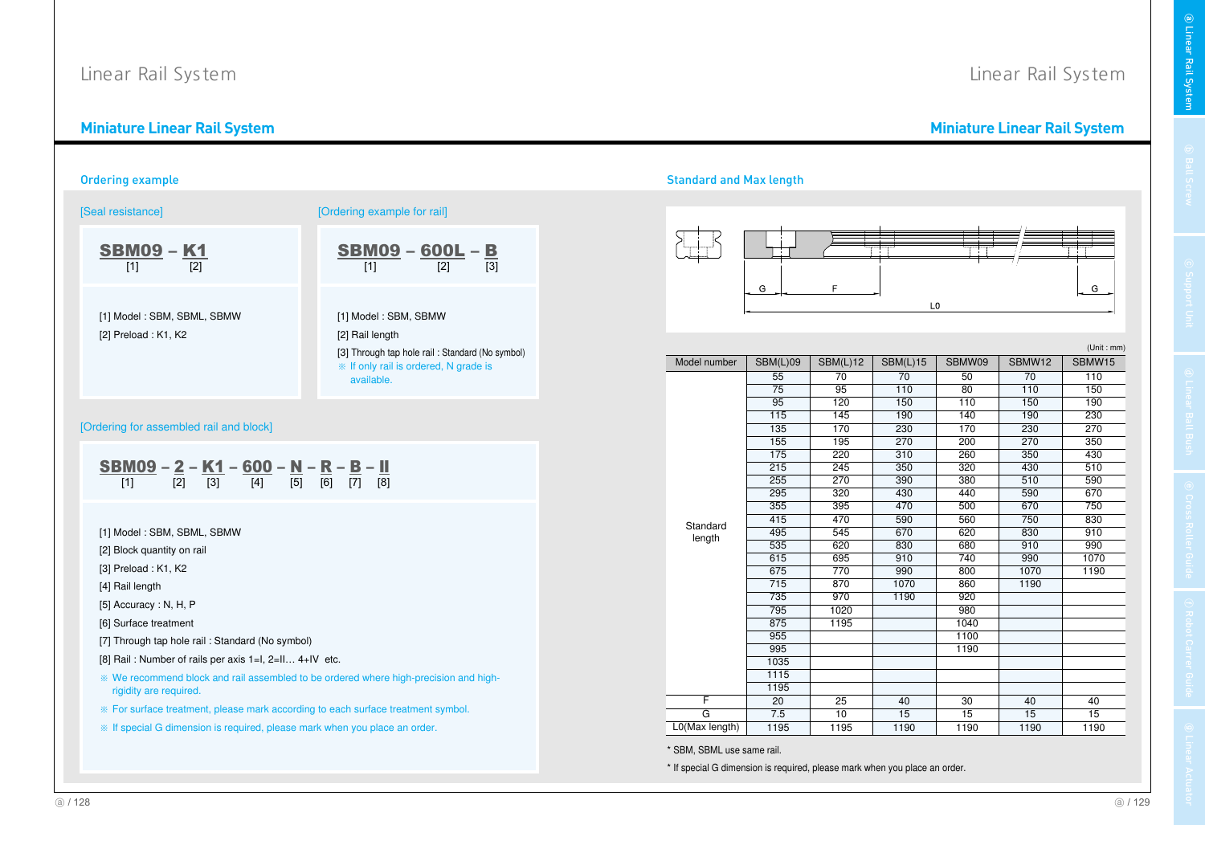# Linear Rail System

## Miniature Linear Rail System

### Ordering example

[Seal resistance]

**SBM09 – K1**
[1] [2]

[1] Model : SBM, SBML, SBMW
[2] Preload : K1, K2

[Ordering example for rail]

**SBM09 – 600L – B**
[1] [2] [3]

[1] Model : SBM, SBMW
[2] Rail length
[3] Through tap hole rail : Standard (No symbol)
※ If only rail is ordered, N grade is available.

[Ordering for assembled rail and block]

**SBM09 – 2 – K1 – 600 – N – R – B – II**
[1] [2] [3] [4] [5] [6] [7] [8]

[1] Model : SBM, SBML, SBMW
[2] Block quantity on rail
[3] Preload : K1, K2
[4] Rail length
[5] Accuracy : N, H, P
[6] Surface treatment
[7] Through tap hole rail : Standard (No symbol)
[8] Rail : Number of rails per axis 1=I, 2=II… 4+IV etc.

※ We recommend block and rail assembled to be ordered where high-precision and high-rigidity are required.
※ For surface treatment, please mark according to each surface treatment symbol.
※ If special G dimension is required, please mark when you place an order.

### Standard and Max length

(Unit : mm)

| Model number | SBM(L)09 | SBM(L)12 | SBM(L)15 | SBMW09 | SBMW12 | SBMW15 |
|---|---|---|---|---|---|---|
| Standard length | 55 | 70 | 70 | 50 | 70 | 110 |
| | 75 | 95 | 110 | 80 | 110 | 150 |
| | 95 | 120 | 150 | 110 | 150 | 190 |
| | 115 | 145 | 190 | 140 | 190 | 230 |
| | 135 | 170 | 230 | 170 | 230 | 270 |
| | 155 | 195 | 270 | 200 | 270 | 350 |
| | 175 | 220 | 310 | 260 | 350 | 430 |
| | 215 | 245 | 350 | 320 | 430 | 510 |
| | 255 | 270 | 390 | 380 | 510 | 590 |
| | 295 | 320 | 430 | 440 | 590 | 670 |
| | 355 | 395 | 470 | 500 | 670 | 750 |
| | 415 | 470 | 590 | 560 | 750 | 830 |
| | 495 | 545 | 670 | 620 | 830 | 910 |
| | 535 | 620 | 830 | 680 | 910 | 990 |
| | 615 | 695 | 910 | 740 | 990 | 1070 |
| | 675 | 770 | 990 | 800 | 1070 | 1190 |
| | 715 | 870 | 1070 | 860 | 1190 | |
| | 735 | 970 | 1190 | 920 | | |
| | 795 | 1020 | | 980 | | |
| | 875 | 1195 | | 1040 | | |
| | 955 | | | 1100 | | |
| | 995 | | | 1190 | | |
| | 1035 | | | | | |
| | 1115 | | | | | |
| | 1195 | | | | | |
| F | 20 | 25 | 40 | 30 | 40 | 40 |
| G | 7.5 | 10 | 15 | 15 | 15 | 15 |
| L0(Max length) | 1195 | 1195 | 1190 | 1190 | 1190 | 1190 |

\* SBM, SBML use same rail.

\* If special G dimension is required, please mark when you place an order.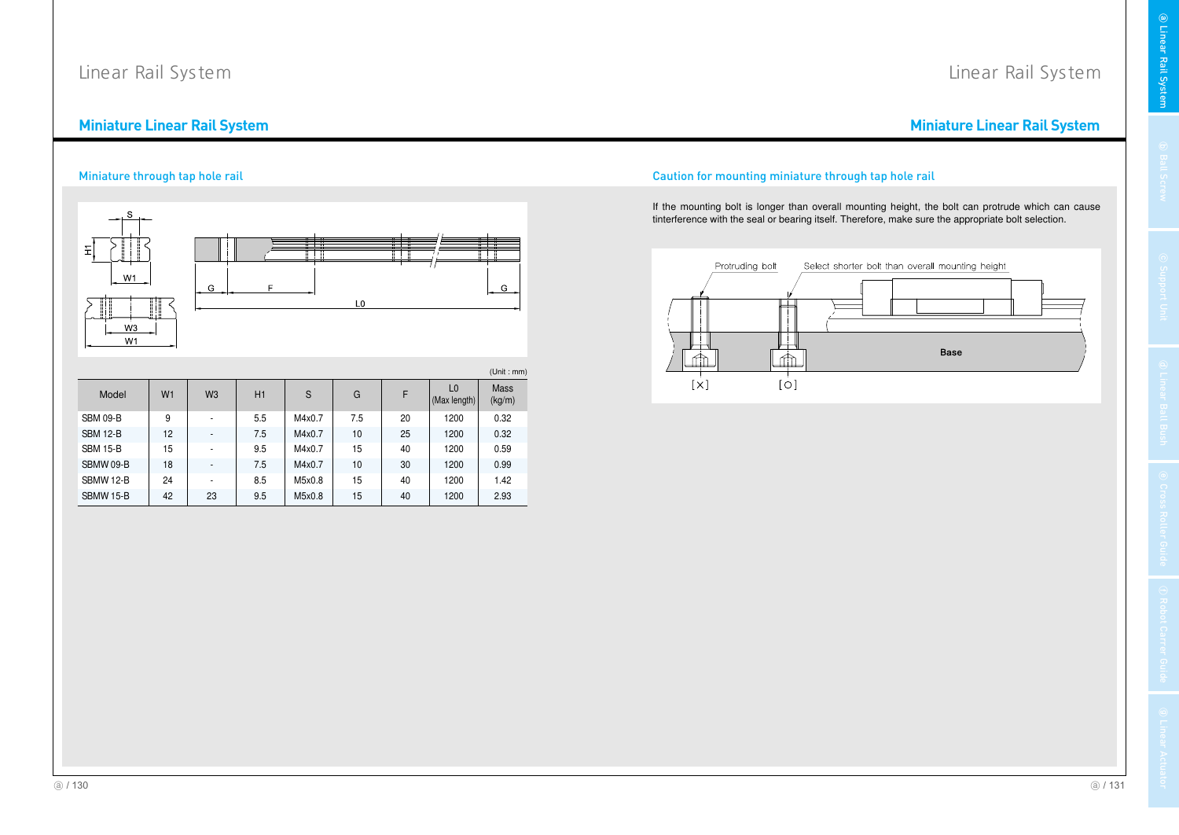## Miniature Linear Rail System

### Miniature through tap hole rail

(Unit : mm)

| Model | W1 | W3 | H1 | S | G | F | L0 (Max length) | Mass (kg/m) |
|---|---|---|---|---|---|---|---|---|
| SBM 09-B | 9 | - | 5.5 | M4x0.7 | 7.5 | 20 | 1200 | 0.32 |
| SBM 12-B | 12 | - | 7.5 | M4x0.7 | 10 | 25 | 1200 | 0.32 |
| SBM 15-B | 15 | - | 9.5 | M4x0.7 | 15 | 40 | 1200 | 0.59 |
| SBMW 09-B | 18 | - | 7.5 | M4x0.7 | 10 | 30 | 1200 | 0.99 |
| SBMW 12-B | 24 | - | 8.5 | M5x0.8 | 15 | 40 | 1200 | 1.42 |
| SBMW 15-B | 42 | 23 | 9.5 | M5x0.8 | 15 | 40 | 1200 | 2.93 |

### Caution for mounting miniature through tap hole rail

If the mounting bolt is longer than overall mounting height, the bolt can protrude which can cause tinterference with the seal or bearing itself. Therefore, make sure the appropriate bolt selection.

Protruding bolt [×] Select shorter bolt than overall mounting height [○]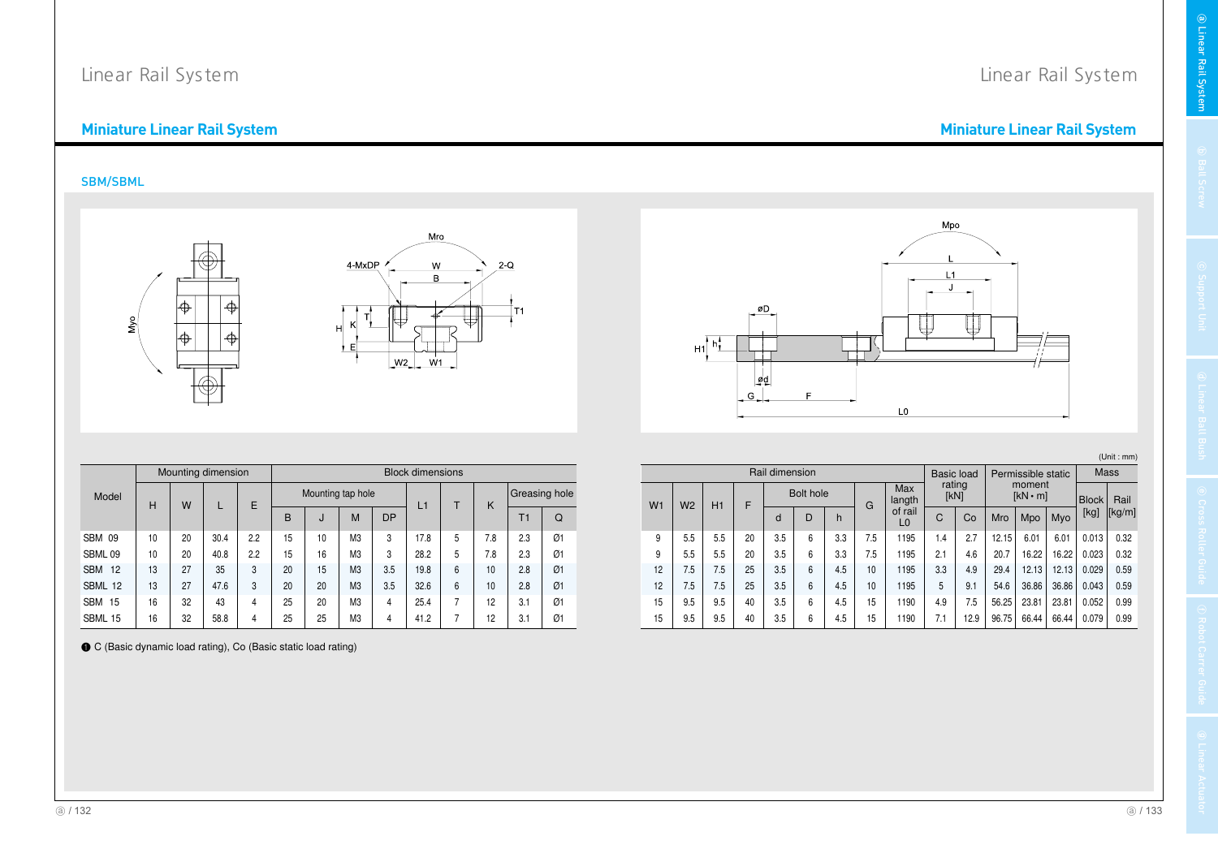# Linear Rail System

## Miniature Linear Rail System

### SBM/SBML

| Model | Mounting dimension | | | | Block dimensions | | | | | | | Greasing hole | |
|---|---|---|---|---|---|---|---|---|---|---|---|---|---|
| | H | W | L | E | Mounting tap hole | | | | L1 | T | K | T1 | Q |
| | | | | | B | J | M | DP | | | | | |
| SBM 09 | 10 | 20 | 30.4 | 2.2 | 15 | 10 | M3 | 3 | 17.8 | 5 | 7.8 | 2.3 | Ø1 |
| SBML 09 | 10 | 20 | 40.8 | 2.2 | 15 | 16 | M3 | 3 | 28.2 | 5 | 7.8 | 2.3 | Ø1 |
| SBM 12 | 13 | 27 | 35 | 3 | 20 | 15 | M3 | 3.5 | 19.8 | 6 | 10 | 2.8 | Ø1 |
| SBML 12 | 13 | 27 | 47.6 | 3 | 20 | 20 | M3 | 3.5 | 32.6 | 6 | 10 | 2.8 | Ø1 |
| SBM 15 | 16 | 32 | 43 | 4 | 25 | 20 | M3 | 4 | 25.4 | 7 | 12 | 3.1 | Ø1 |
| SBML 15 | 16 | 32 | 58.8 | 4 | 25 | 25 | M3 | 4 | 41.2 | 7 | 12 | 3.1 | Ø1 |

❶ C (Basic dynamic load rating), Co (Basic static load rating)

(Unit : mm)

| Rail dimension | | | | | | | | Max length of rail L0 | Basic load rating [kN] | | Permissible static moment [kN • m] | | | Mass | |
|---|---|---|---|---|---|---|---|---|---|---|---|---|---|---|---|
| W1 | W2 | H1 | F | Bolt hole | | | G | | C | Co | Mro | Mpo | Myo | Block [kg] | Rail [kg/m] |
| | | | | d | D | h | | | | | | | | | |
| 9 | 5.5 | 5.5 | 20 | 3.5 | 6 | 3.3 | 7.5 | 1195 | 1.4 | 2.7 | 12.15 | 6.01 | 6.01 | 0.013 | 0.32 |
| 9 | 5.5 | 5.5 | 20 | 3.5 | 6 | 3.3 | 7.5 | 1195 | 2.1 | 4.6 | 20.7 | 16.22 | 16.22 | 0.023 | 0.32 |
| 12 | 7.5 | 7.5 | 25 | 3.5 | 6 | 4.5 | 10 | 1195 | 3.3 | 4.9 | 29.4 | 12.13 | 12.13 | 0.029 | 0.59 |
| 12 | 7.5 | 7.5 | 25 | 3.5 | 6 | 4.5 | 10 | 1195 | 5 | 9.1 | 54.6 | 36.86 | 36.86 | 0.043 | 0.59 |
| 15 | 9.5 | 9.5 | 40 | 3.5 | 6 | 4.5 | 15 | 1190 | 4.9 | 7.5 | 56.25 | 23.81 | 23.81 | 0.052 | 0.99 |
| 15 | 9.5 | 9.5 | 40 | 3.5 | 6 | 4.5 | 15 | 1190 | 7.1 | 12.9 | 96.75 | 66.44 | 66.44 | 0.079 | 0.99 |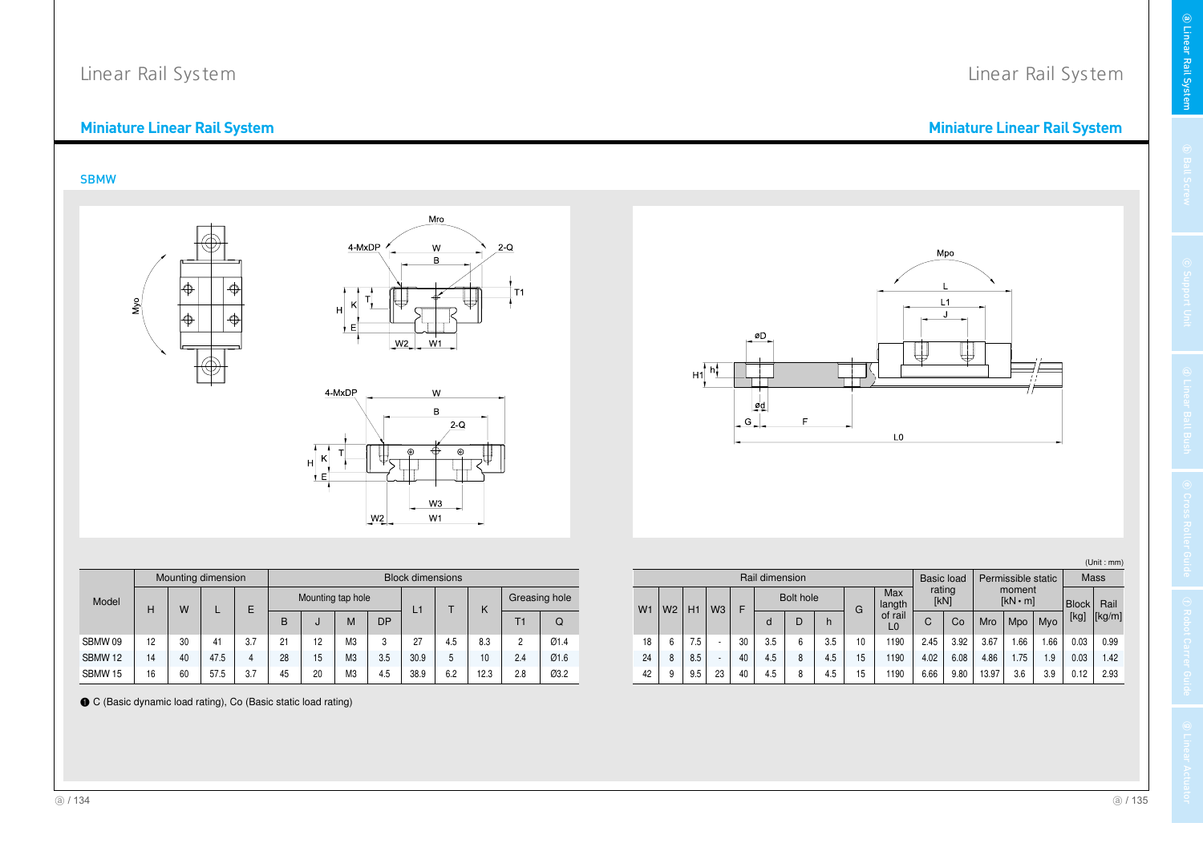# Linear Rail System

## Miniature Linear Rail System

### SBMW

Mro

4-MxDP W 2-Q B T1 H K T E W2 W1

Myo

4-MxDP W B 2-Q H K T E W3 W2 W1

Mpo

L L1 J øD H1 h ød G F L0

| Model | Mounting dimension | | | | Block dimensions | | | | | | | Greasing hole | |
|---|---|---|---|---|---|---|---|---|---|---|---|---|---|
| | H | W | L | E | Mounting tap hole | | | | L1 | T | K | T1 | Q |
| | | | | | B | J | M | DP | | | | | |
| SBMW 09 | 12 | 30 | 41 | 3.7 | 21 | 12 | M3 | 3 | 27 | 4.5 | 8.3 | 2 | Ø1.4 |
| SBMW 12 | 14 | 40 | 47.5 | 4 | 28 | 15 | M3 | 3.5 | 30.9 | 5 | 10 | 2.4 | Ø1.6 |
| SBMW 15 | 16 | 60 | 57.5 | 3.7 | 45 | 20 | M3 | 4.5 | 38.9 | 6.2 | 12.3 | 2.8 | Ø3.2 |

(Unit : mm)

| Rail dimension | | | | | | | | | Max langth of rail L0 | Basic load rating [kN] | | Permissible static moment [kN • m] | | | Mass | |
|---|---|---|---|---|---|---|---|---|---|---|---|---|---|---|---|---|
| W1 | W2 | H1 | W3 | F | Bolt hole | | | G | | C | Co | Mro | Mpo | Myo | Block [kg] | Rail [kg/m] |
| | | | | | d | D | h | | | | | | | | | |
| 18 | 6 | 7.5 | - | 30 | 3.5 | 6 | 3.5 | 10 | 1190 | 2.45 | 3.92 | 3.67 | 1.66 | 1.66 | 0.03 | 0.99 |
| 24 | 8 | 8.5 | - | 40 | 4.5 | 8 | 4.5 | 15 | 1190 | 4.02 | 6.08 | 4.86 | 1.75 | 1.9 | 0.03 | 1.42 |
| 42 | 9 | 9.5 | 23 | 40 | 4.5 | 8 | 4.5 | 15 | 1190 | 6.66 | 9.80 | 13.97 | 3.6 | 3.9 | 0.12 | 2.93 |

❶ C (Basic dynamic load rating), Co (Basic static load rating)